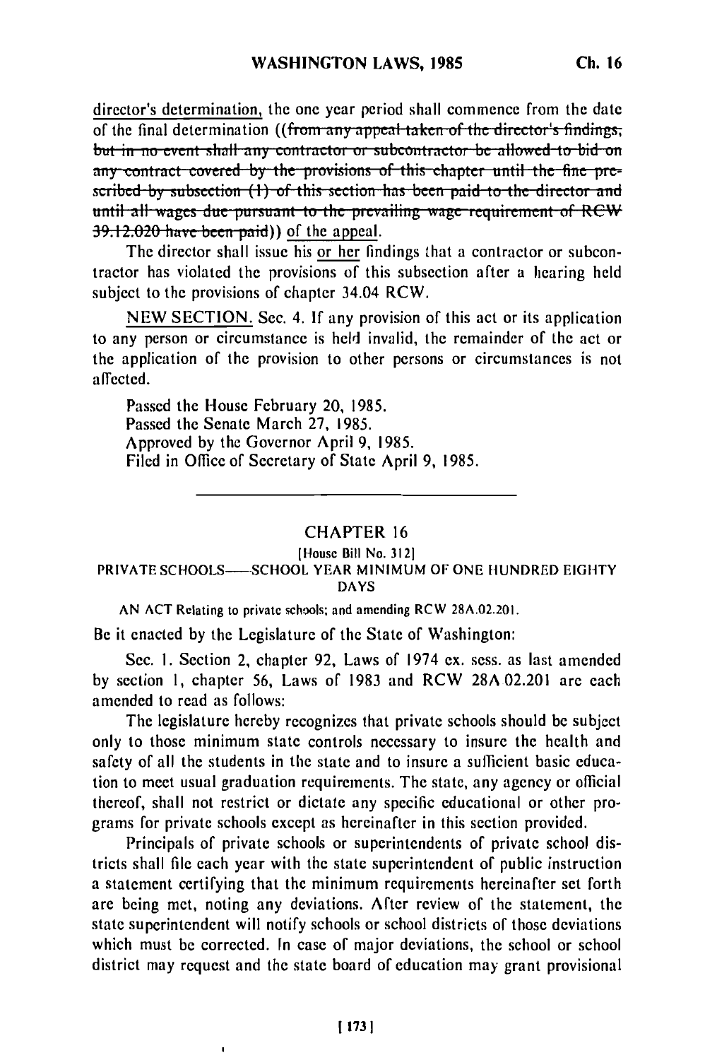director's determination, the one year period shall commence from the date of the final determination ((~~from any appeal taken of the director's findings, but in no event shall any contractor or subcontractor be allowed to bid on any contract covered by the provisions of this chapter until the fine prescribed by subsection (1) of this section has been paid to the director and until all wages due pursuant to the prevailing wage requirement of RCW 39.12.020 have been paid~~)) of the appeal.

The director shall issue his or her findings that a contractor or subcontractor has violated the provisions of this subsection after a hearing held subject to the provisions of chapter 34.04 RCW.

NEW SECTION. Sec. 4. If any provision of this act or its application to any person or circumstance is held invalid, the remainder of the act or the application of the provision to other persons or circumstances is not affected.

Passed the House February 20, 1985.
Passed the Senate March 27, 1985.
Approved by the Governor April 9, 1985.
Filed in Office of Secretary of State April 9, 1985.

---

## CHAPTER 16

[House Bill No. 312]

### PRIVATE SCHOOLS——SCHOOL YEAR MINIMUM OF ONE HUNDRED EIGHTY DAYS

AN ACT Relating to private schools; and amending RCW 28A.02.201.

Be it enacted by the Legislature of the State of Washington:

Sec. 1. Section 2, chapter 92, Laws of 1974 ex. sess. as last amended by section 1, chapter 56, Laws of 1983 and RCW 28A.02.201 are each amended to read as follows:

The legislature hereby recognizes that private schools should be subject only to those minimum state controls necessary to insure the health and safety of all the students in the state and to insure a sufficient basic education to meet usual graduation requirements. The state, any agency or official thereof, shall not restrict or dictate any specific educational or other programs for private schools except as hereinafter in this section provided.

Principals of private schools or superintendents of private school districts shall file each year with the state superintendent of public instruction a statement certifying that the minimum requirements hereinafter set forth are being met, noting any deviations. After review of the statement, the state superintendent will notify schools or school districts of those deviations which must be corrected. In case of major deviations, the school or school district may request and the state board of education may grant provisional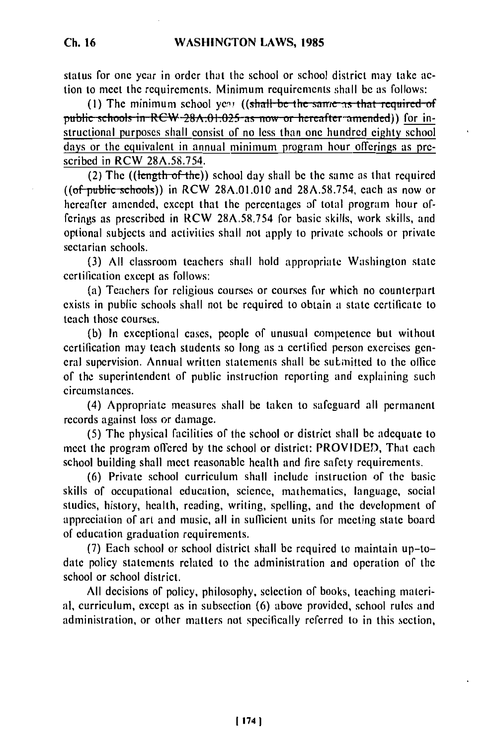status for one year in order that the school or school district may take action to meet the requirements. Minimum requirements shall be as follows:

(1) The minimum school year ((~~shall be the same as that required of public schools in RCW 28A.01.025 as now or hereafter amended~~)) for instructional purposes shall consist of no less than one hundred eighty school days or the equivalent in annual minimum program hour offerings as prescribed in RCW 28A.58.754.

(2) The ((~~length of the~~)) school day shall be the same as that required ((~~of public schools~~)) in RCW 28A.01.010 and 28A.58.754, each as now or hereafter amended, except that the percentages of total program hour offerings as prescribed in RCW 28A.58.754 for basic skills, work skills, and optional subjects and activities shall not apply to private schools or private sectarian schools.

(3) All classroom teachers shall hold appropriate Washington state certification except as follows:

(a) Teachers for religious courses or courses for which no counterpart exists in public schools shall not be required to obtain a state certificate to teach those courses.

(b) In exceptional cases, people of unusual competence but without certification may teach students so long as a certified person exercises general supervision. Annual written statements shall be submitted to the office of the superintendent of public instruction reporting and explaining such circumstances.

(4) Appropriate measures shall be taken to safeguard all permanent records against loss or damage.

(5) The physical facilities of the school or district shall be adequate to meet the program offered by the school or district: PROVIDED, That each school building shall meet reasonable health and fire safety requirements.

(6) Private school curriculum shall include instruction of the basic skills of occupational education, science, mathematics, language, social studies, history, health, reading, writing, spelling, and the development of appreciation of art and music, all in sufficient units for meeting state board of education graduation requirements.

(7) Each school or school district shall be required to maintain up-to-date policy statements related to the administration and operation of the school or school district.

All decisions of policy, philosophy, selection of books, teaching material, curriculum, except as in subsection (6) above provided, school rules and administration, or other matters not specifically referred to in this section,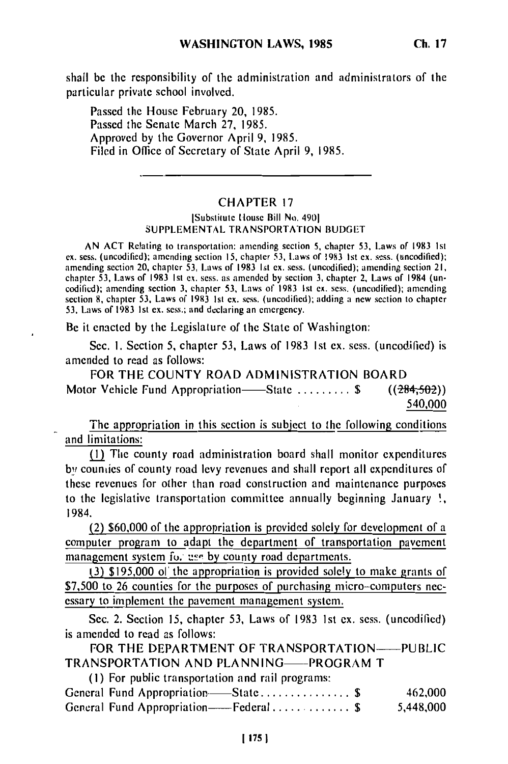shall be the responsibility of the administration and administrators of the particular private school involved.

Passed the House February 20, 1985.
Passed the Senate March 27, 1985.
Approved by the Governor April 9, 1985.
Filed in Office of Secretary of State April 9, 1985.

---

## CHAPTER 17

[Substitute House Bill No. 490]

SUPPLEMENTAL TRANSPORTATION BUDGET

AN ACT Relating to transportation: amending section 5, chapter 53, Laws of 1983 1st ex. sess. (uncodified); amending section 15, chapter 53, Laws of 1983 1st ex. sess. (uncodified); amending section 20, chapter 53, Laws of 1983 1st ex. sess. (uncodified); amending section 21, chapter 53, Laws of 1983 1st ex. sess. as amended by section 3, chapter 2, Laws of 1984 (uncodified); amending section 3, chapter 53, Laws of 1983 1st ex. sess. (uncodified); amending section 8, chapter 53, Laws of 1983 1st ex. sess. (uncodified); adding a new section to chapter 53, Laws of 1983 1st ex. sess.; and declaring an emergency.

Be it enacted by the Legislature of the State of Washington:

Sec. 1. Section 5, chapter 53, Laws of 1983 1st ex. sess. (uncodified) is amended to read as follows:

FOR THE COUNTY ROAD ADMINISTRATION BOARD

| | |
|---|---|
| Motor Vehicle Fund Appropriation——State ......... $ | ((~~284,502~~)) 540,000 |

The appropriation in this section is subject to the following conditions and limitations:

(1) The county road administration board shall monitor expenditures by counties of county road levy revenues and shall report all expenditures of these revenues for other than road construction and maintenance purposes to the legislative transportation committee annually beginning January 1, 1984.

(2) $60,000 of the appropriation is provided solely for development of a computer program to adapt the department of transportation pavement management system for use by county road departments.

(3) $195,000 of the appropriation is provided solely to make grants of $7,500 to 26 counties for the purposes of purchasing micro-computers necessary to implement the pavement management system.

Sec. 2. Section 15, chapter 53, Laws of 1983 1st ex. sess. (uncodified) is amended to read as follows:

FOR THE DEPARTMENT OF TRANSPORTATION——PUBLIC TRANSPORTATION AND PLANNING——PROGRAM T

(1) For public transportation and rail programs:

| | |
|---|---|
| General Fund Appropriation——State............... $ | 462,000 |
| General Fund Appropriation——Federal............. $ | 5,448,000 |